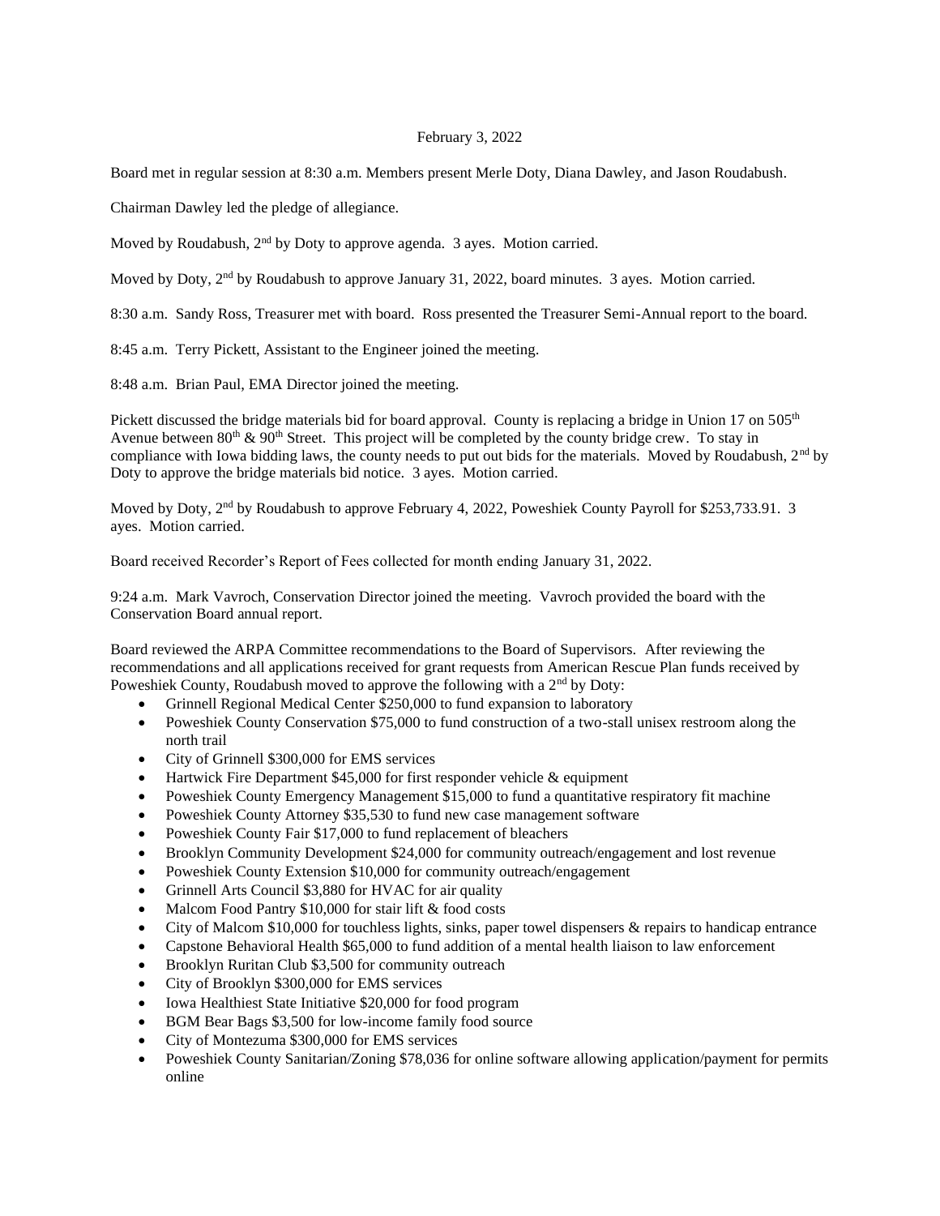February 3, 2022

Board met in regular session at 8:30 a.m. Members present Merle Doty, Diana Dawley, and Jason Roudabush.

Chairman Dawley led the pledge of allegiance.

Moved by Roudabush, 2nd by Doty to approve agenda. 3 ayes. Motion carried.

Moved by Doty, 2nd by Roudabush to approve January 31, 2022, board minutes. 3 ayes. Motion carried.

8:30 a.m. Sandy Ross, Treasurer met with board. Ross presented the Treasurer Semi-Annual report to the board.

8:45 a.m. Terry Pickett, Assistant to the Engineer joined the meeting.

8:48 a.m. Brian Paul, EMA Director joined the meeting.

Pickett discussed the bridge materials bid for board approval. County is replacing a bridge in Union 17 on 505th Avenue between 80th & 90th Street. This project will be completed by the county bridge crew. To stay in compliance with Iowa bidding laws, the county needs to put out bids for the materials. Moved by Roudabush, 2nd by Doty to approve the bridge materials bid notice. 3 ayes. Motion carried.

Moved by Doty, 2nd by Roudabush to approve February 4, 2022, Poweshiek County Payroll for $253,733.91. 3 ayes. Motion carried.

Board received Recorder's Report of Fees collected for month ending January 31, 2022.

9:24 a.m. Mark Vavroch, Conservation Director joined the meeting. Vavroch provided the board with the Conservation Board annual report.

Board reviewed the ARPA Committee recommendations to the Board of Supervisors. After reviewing the recommendations and all applications received for grant requests from American Rescue Plan funds received by Poweshiek County, Roudabush moved to approve the following with a 2nd by Doty:

- Grinnell Regional Medical Center $250,000 to fund expansion to laboratory
- Poweshiek County Conservation $75,000 to fund construction of a two-stall unisex restroom along the north trail
- City of Grinnell $300,000 for EMS services
- Hartwick Fire Department $45,000 for first responder vehicle & equipment
- Poweshiek County Emergency Management $15,000 to fund a quantitative respiratory fit machine
- Poweshiek County Attorney $35,530 to fund new case management software
- Poweshiek County Fair $17,000 to fund replacement of bleachers
- Brooklyn Community Development $24,000 for community outreach/engagement and lost revenue
- Poweshiek County Extension $10,000 for community outreach/engagement
- Grinnell Arts Council $3,880 for HVAC for air quality
- Malcom Food Pantry $10,000 for stair lift & food costs
- City of Malcom $10,000 for touchless lights, sinks, paper towel dispensers & repairs to handicap entrance
- Capstone Behavioral Health $65,000 to fund addition of a mental health liaison to law enforcement
- Brooklyn Ruritan Club $3,500 for community outreach
- City of Brooklyn $300,000 for EMS services
- Iowa Healthiest State Initiative $20,000 for food program
- BGM Bear Bags $3,500 for low-income family food source
- City of Montezuma $300,000 for EMS services
- Poweshiek County Sanitarian/Zoning $78,036 for online software allowing application/payment for permits online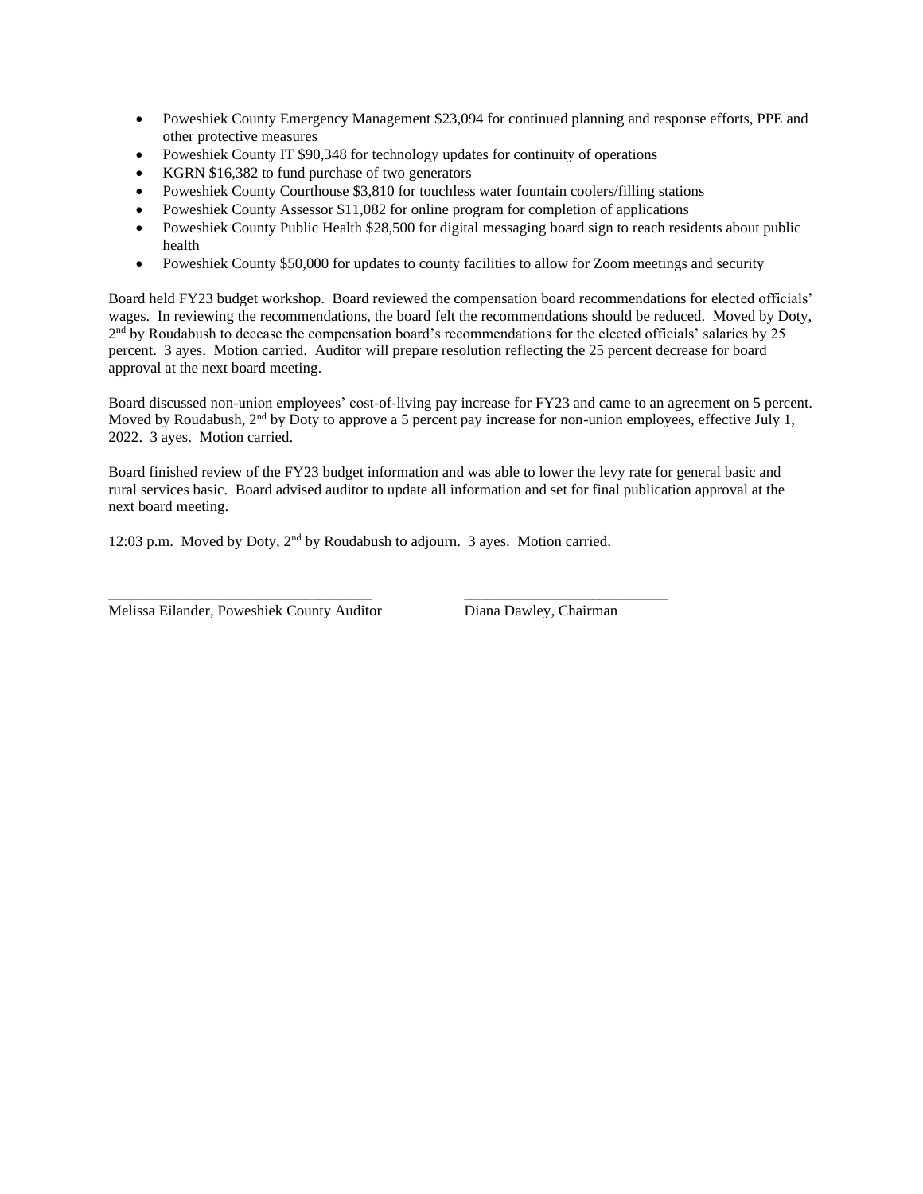- Poweshiek County Emergency Management $23,094 for continued planning and response efforts, PPE and other protective measures
- Poweshiek County IT $90,348 for technology updates for continuity of operations
- KGRN $16,382 to fund purchase of two generators
- Poweshiek County Courthouse $3,810 for touchless water fountain coolers/filling stations
- Poweshiek County Assessor $11,082 for online program for completion of applications
- Poweshiek County Public Health $28,500 for digital messaging board sign to reach residents about public health
- Poweshiek County $50,000 for updates to county facilities to allow for Zoom meetings and security

Board held FY23 budget workshop. Board reviewed the compensation board recommendations for elected officials' wages. In reviewing the recommendations, the board felt the recommendations should be reduced. Moved by Doty, 2nd by Roudabush to decease the compensation board's recommendations for the elected officials' salaries by 25 percent. 3 ayes. Motion carried. Auditor will prepare resolution reflecting the 25 percent decrease for board approval at the next board meeting.

Board discussed non-union employees' cost-of-living pay increase for FY23 and came to an agreement on 5 percent. Moved by Roudabush, 2nd by Doty to approve a 5 percent pay increase for non-union employees, effective July 1, 2022. 3 ayes. Motion carried.

Board finished review of the FY23 budget information and was able to lower the levy rate for general basic and rural services basic. Board advised auditor to update all information and set for final publication approval at the next board meeting.

12:03 p.m. Moved by Doty, 2nd by Roudabush to adjourn. 3 ayes. Motion carried.

\_\_\_\_\_\_\_\_\_\_\_\_\_\_\_\_\_\_\_\_\_\_\_\_\_\_\_\_\_\_\_\_\_\_\_
Melissa Eilander, Poweshiek County Auditor

\_\_\_\_\_\_\_\_\_\_\_\_\_\_\_\_\_\_\_\_\_\_\_\_\_\_\_\_\_\_
Diana Dawley, Chairman